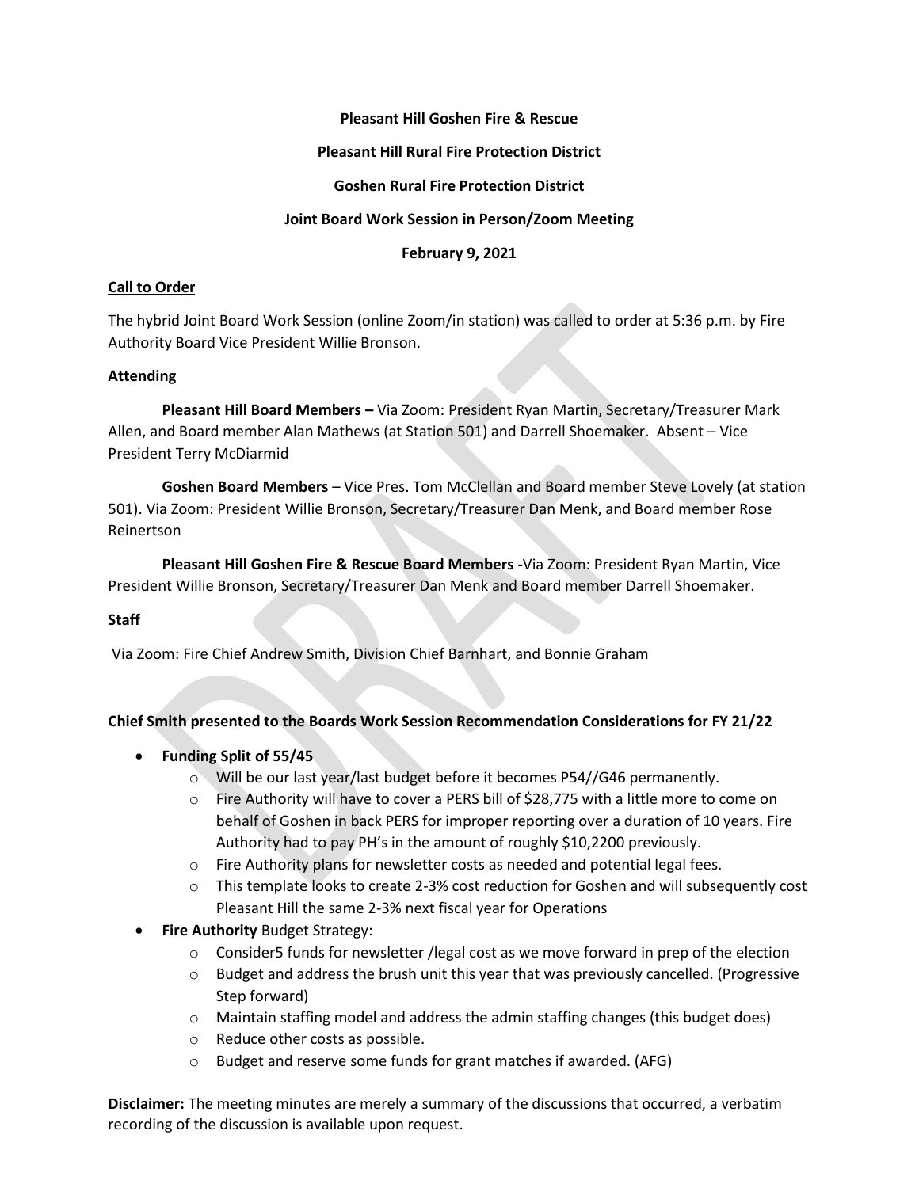**Pleasant Hill Goshen Fire & Rescue**

**Pleasant Hill Rural Fire Protection District**

**Goshen Rural Fire Protection District**

**Joint Board Work Session in Person/Zoom Meeting**

**February 9, 2021**

**Call to Order**

The hybrid Joint Board Work Session (online Zoom/in station) was called to order at 5:36 p.m. by Fire Authority Board Vice President Willie Bronson.

**Attending**

**Pleasant Hill Board Members –** Via Zoom: President Ryan Martin, Secretary/Treasurer Mark Allen, and Board member Alan Mathews (at Station 501) and Darrell Shoemaker. Absent – Vice President Terry McDiarmid

**Goshen Board Members** – Vice Pres. Tom McClellan and Board member Steve Lovely (at station 501). Via Zoom: President Willie Bronson, Secretary/Treasurer Dan Menk, and Board member Rose Reinertson

**Pleasant Hill Goshen Fire & Rescue Board Members -**Via Zoom: President Ryan Martin, Vice President Willie Bronson, Secretary/Treasurer Dan Menk and Board member Darrell Shoemaker.

**Staff**

Via Zoom: Fire Chief Andrew Smith, Division Chief Barnhart, and Bonnie Graham

**Chief Smith presented to the Boards Work Session Recommendation Considerations for FY 21/22**

- **Funding Split of 55/45**
  - Will be our last year/last budget before it becomes P54//G46 permanently.
  - Fire Authority will have to cover a PERS bill of $28,775 with a little more to come on behalf of Goshen in back PERS for improper reporting over a duration of 10 years. Fire Authority had to pay PH's in the amount of roughly $10,2200 previously.
  - Fire Authority plans for newsletter costs as needed and potential legal fees.
  - This template looks to create 2-3% cost reduction for Goshen and will subsequently cost Pleasant Hill the same 2-3% next fiscal year for Operations
- **Fire Authority** Budget Strategy:
  - Consider5 funds for newsletter /legal cost as we move forward in prep of the election
  - Budget and address the brush unit this year that was previously cancelled. (Progressive Step forward)
  - Maintain staffing model and address the admin staffing changes (this budget does)
  - Reduce other costs as possible.
  - Budget and reserve some funds for grant matches if awarded. (AFG)

**Disclaimer:** The meeting minutes are merely a summary of the discussions that occurred, a verbatim recording of the discussion is available upon request.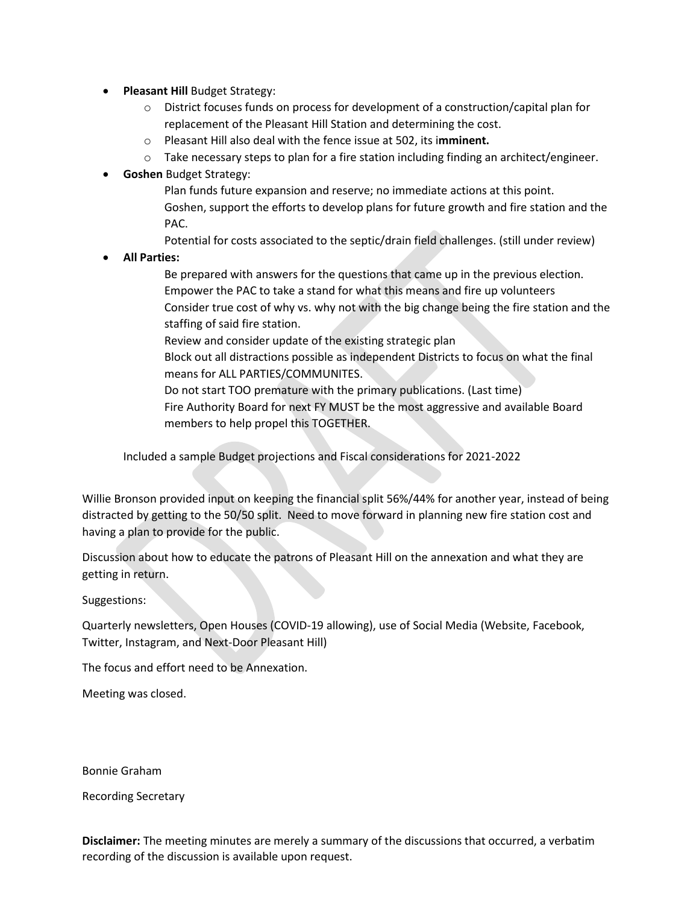- **Pleasant Hill** Budget Strategy:
  - District focuses funds on process for development of a construction/capital plan for replacement of the Pleasant Hill Station and determining the cost.
  - Pleasant Hill also deal with the fence issue at 502, its i**mminent.**
  - Take necessary steps to plan for a fire station including finding an architect/engineer.
- **Goshen** Budget Strategy:

  Plan funds future expansion and reserve; no immediate actions at this point.

  Goshen, support the efforts to develop plans for future growth and fire station and the PAC.

  Potential for costs associated to the septic/drain field challenges. (still under review)
- **All Parties:**

  Be prepared with answers for the questions that came up in the previous election.

  Empower the PAC to take a stand for what this means and fire up volunteers

  Consider true cost of why vs. why not with the big change being the fire station and the staffing of said fire station.

  Review and consider update of the existing strategic plan

  Block out all distractions possible as independent Districts to focus on what the final means for ALL PARTIES/COMMUNITES.

  Do not start TOO premature with the primary publications. (Last time)

  Fire Authority Board for next FY MUST be the most aggressive and available Board members to help propel this TOGETHER.

Included a sample Budget projections and Fiscal considerations for 2021-2022

Willie Bronson provided input on keeping the financial split 56%/44% for another year, instead of being distracted by getting to the 50/50 split. Need to move forward in planning new fire station cost and having a plan to provide for the public.

Discussion about how to educate the patrons of Pleasant Hill on the annexation and what they are getting in return.

Suggestions:

Quarterly newsletters, Open Houses (COVID-19 allowing), use of Social Media (Website, Facebook, Twitter, Instagram, and Next-Door Pleasant Hill)

The focus and effort need to be Annexation.

Meeting was closed.

Bonnie Graham

Recording Secretary

**Disclaimer:** The meeting minutes are merely a summary of the discussions that occurred, a verbatim recording of the discussion is available upon request.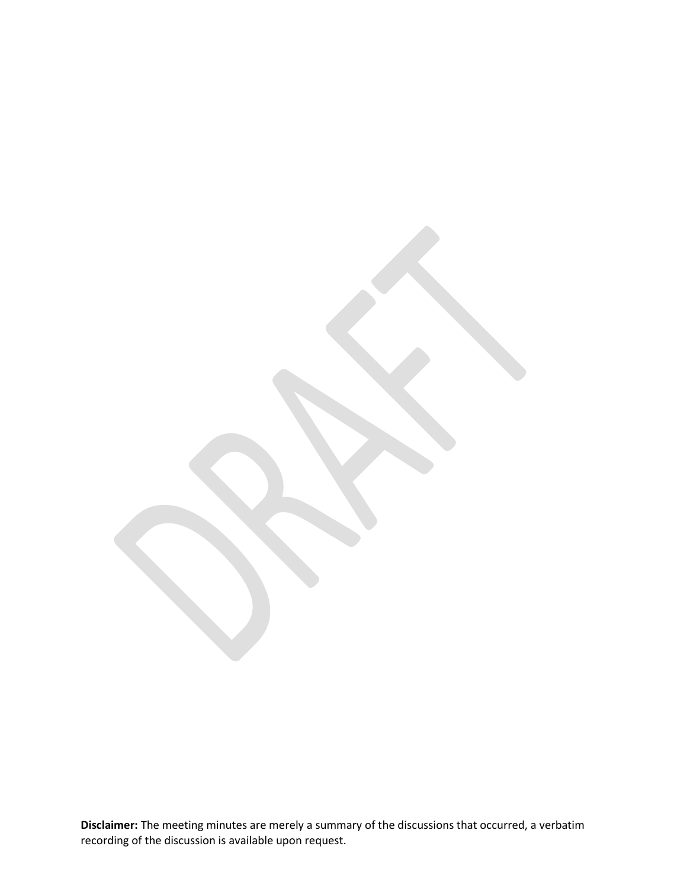**Disclaimer:** The meeting minutes are merely a summary of the discussions that occurred, a verbatim recording of the discussion is available upon request.